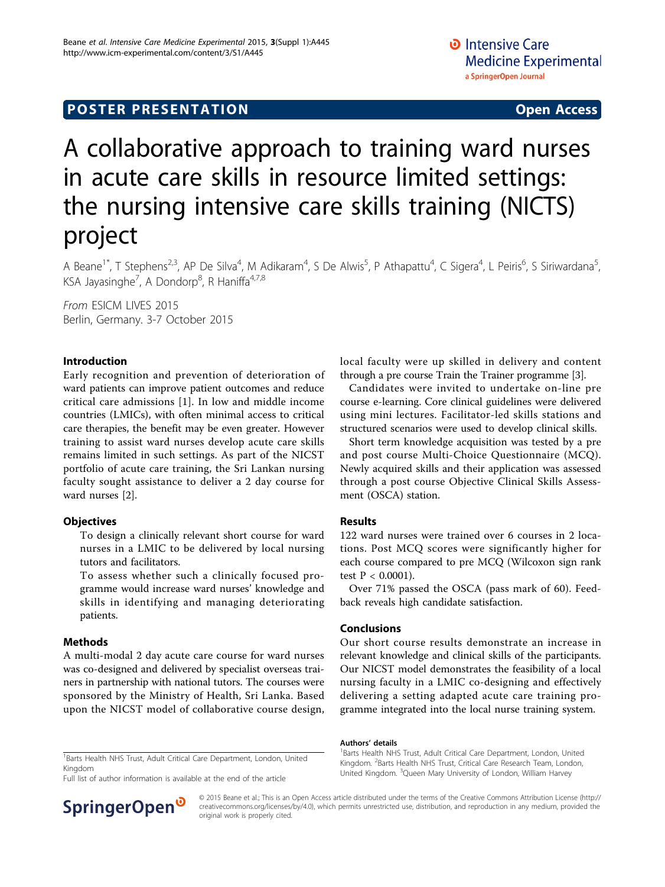POSTER PRESENTATION Open Access

# A collaborative approach to training ward nurses in acute care skills in resource limited settings: the nursing intensive care skills training (NICTS) project

A Beane[1*], T Stephens[2,3], AP De Silva[4], M Adikaram[4], S De Alwis[5], P Athapattu[4], C Sigera[4], L Peiris[6], S Siriwardana[5], KSA Jayasinghe[7], A Dondorp[8], R Haniffa[4,7,8]

*From* ESICM LIVES 2015
Berlin, Germany. 3-7 October 2015

## Introduction

Early recognition and prevention of deterioration of ward patients can improve patient outcomes and reduce critical care admissions [1]. In low and middle income countries (LMICs), with often minimal access to critical care therapies, the benefit may be even greater. However training to assist ward nurses develop acute care skills remains limited in such settings. As part of the NICST portfolio of acute care training, the Sri Lankan nursing faculty sought assistance to deliver a 2 day course for ward nurses [2].

## Objectives

To design a clinically relevant short course for ward nurses in a LMIC to be delivered by local nursing tutors and facilitators.

To assess whether such a clinically focused programme would increase ward nurses' knowledge and skills in identifying and managing deteriorating patients.

## Methods

A multi-modal 2 day acute care course for ward nurses was co-designed and delivered by specialist overseas trainers in partnership with national tutors. The courses were sponsored by the Ministry of Health, Sri Lanka. Based upon the NICST model of collaborative course design, local faculty were up skilled in delivery and content through a pre course Train the Trainer programme [3].

Candidates were invited to undertake on-line pre course e-learning. Core clinical guidelines were delivered using mini lectures. Facilitator-led skills stations and structured scenarios were used to develop clinical skills.

Short term knowledge acquisition was tested by a pre and post course Multi-Choice Questionnaire (MCQ). Newly acquired skills and their application was assessed through a post course Objective Clinical Skills Assessment (OSCA) station.

## Results

122 ward nurses were trained over 6 courses in 2 locations. Post MCQ scores were significantly higher for each course compared to pre MCQ (Wilcoxon sign rank test $P < 0.0001$).

Over 71% passed the OSCA (pass mark of 60). Feedback reveals high candidate satisfaction.

## Conclusions

Our short course results demonstrate an increase in relevant knowledge and clinical skills of the participants. Our NICST model demonstrates the feasibility of a local nursing faculty in a LMIC co-designing and effectively delivering a setting adapted acute care training programme integrated into the local nurse training system.

[1]Barts Health NHS Trust, Adult Critical Care Department, London, United Kingdom

Full list of author information is available at the end of the article

### Authors' details

[1]Barts Health NHS Trust, Adult Critical Care Department, London, United Kingdom. [2]Barts Health NHS Trust, Critical Care Research Team, London, United Kingdom. [3]Queen Mary University of London, William Harvey

© 2015 Beane et al.; This is an Open Access article distributed under the terms of the Creative Commons Attribution License (http://creativecommons.org/licenses/by/4.0), which permits unrestricted use, distribution, and reproduction in any medium, provided the original work is properly cited.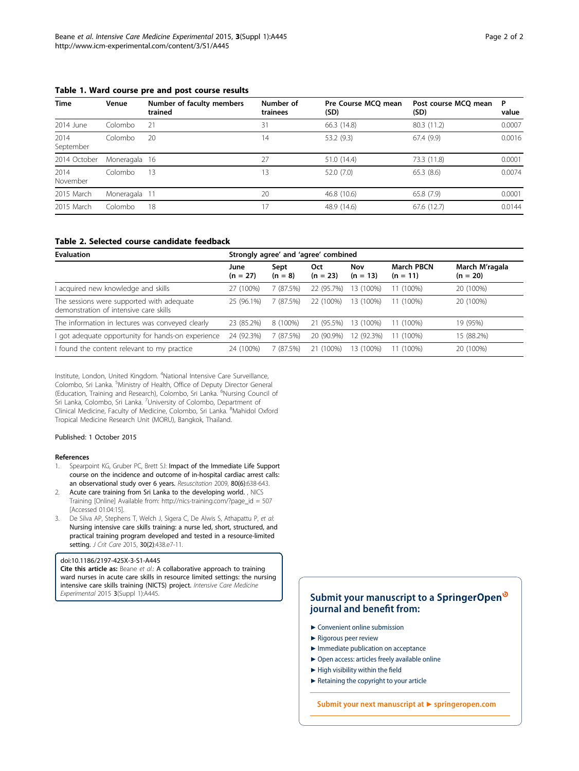**Table 1. Ward course pre and post course results**

| Time | Venue | Number of faculty members trained | Number of trainees | Pre Course MCQ mean (SD) | Post course MCQ mean (SD) | P value |
|---|---|---|---|---|---|---|
| 2014 June | Colombo | 21 | 31 | 66.3 (14.8) | 80.3 (11.2) | 0.0007 |
| 2014 September | Colombo | 20 | 14 | 53.2 (9.3) | 67.4 (9.9) | 0.0016 |
| 2014 October | Moneragala | 16 | 27 | 51.0 (14.4) | 73.3 (11.8) | 0.0001 |
| 2014 November | Colombo | 13 | 13 | 52.0 (7.0) | 65.3 (8.6) | 0.0074 |
| 2015 March | Moneragala | 11 | 20 | 46.8 (10.6) | 65.8 (7.9) | 0.0001 |
| 2015 March | Colombo | 18 | 17 | 48.9 (14.6) | 67.6 (12.7) | 0.0144 |

**Table 2. Selected course candidate feedback**

| Evaluation | Strongly agree' and 'agree' combined | | | | | |
|---|---|---|---|---|---|---|
| | June (n = 27) | Sept (n = 8) | Oct (n = 23) | Nov (n = 13) | March PBCN (n = 11) | March M'ragala (n = 20) |
| I acquired new knowledge and skills | 27 (100%) | 7 (87.5%) | 22 (95.7%) | 13 (100%) | 11 (100%) | 20 (100%) |
| The sessions were supported with adequate demonstration of intensive care skills | 25 (96.1%) | 7 (87.5%) | 22 (100%) | 13 (100%) | 11 (100%) | 20 (100%) |
| The information in lectures was conveyed clearly | 23 (85.2%) | 8 (100%) | 21 (95.5%) | 13 (100%) | 11 (100%) | 19 (95%) |
| I got adequate opportunity for hands-on experience | 24 (92.3%) | 7 (87.5%) | 20 (90.9%) | 12 (92.3%) | 11 (100%) | 15 (88.2%) |
| I found the content relevant to my practice | 24 (100%) | 7 (87.5%) | 21 (100%) | 13 (100%) | 11 (100%) | 20 (100%) |

Institute, London, United Kingdom. [4]National Intensive Care Surveillance, Colombo, Sri Lanka. [5]Ministry of Health, Office of Deputy Director General (Education, Training and Research), Colombo, Sri Lanka. [6]Nursing Council of Sri Lanka, Colombo, Sri Lanka. [7]University of Colombo, Department of Clinical Medicine, Faculty of Medicine, Colombo, Sri Lanka. [8]Mahidol Oxford Tropical Medicine Research Unit (MORU), Bangkok, Thailand.

Published: 1 October 2015

### References

1. Spearpoint KG, Gruber PC, Brett SJ: **Impact of the Immediate Life Support course on the incidence and outcome of in-hospital cardiac arrest calls: an observational study over 6 years.** *Resuscitation* 2009, **80(6)**:638-643.
2. **Acute care training from Sri Lanka to the developing world.** , NICS Training [Online] Available from: http://nics-training.com/?page_id = 507 [Accessed 01:04:15].
3. De Silva AP, Stephens T, Welch J, Sigera C, De Alwis S, Athapattu P, *et al*: **Nursing intensive care skills training: a nurse led, short, structured, and practical training program developed and tested in a resource-limited setting.** *J Crit Care* 2015, **30(2)**:438.e7-11.

doi:10.1186/2197-425X-3-S1-A445
**Cite this article as:** Beane *et al.*: A collaborative approach to training ward nurses in acute care skills in resource limited settings: the nursing intensive care skills training (NICTS) project. *Intensive Care Medicine Experimental* 2015 **3**(Suppl 1):A445.

**Submit your manuscript to a SpringerOpen journal and benefit from:**

- ► Convenient online submission
- ► Rigorous peer review
- ► Immediate publication on acceptance
- ► Open access: articles freely available online
- ► High visibility within the field
- ► Retaining the copyright to your article

**Submit your next manuscript at ► springeropen.com**